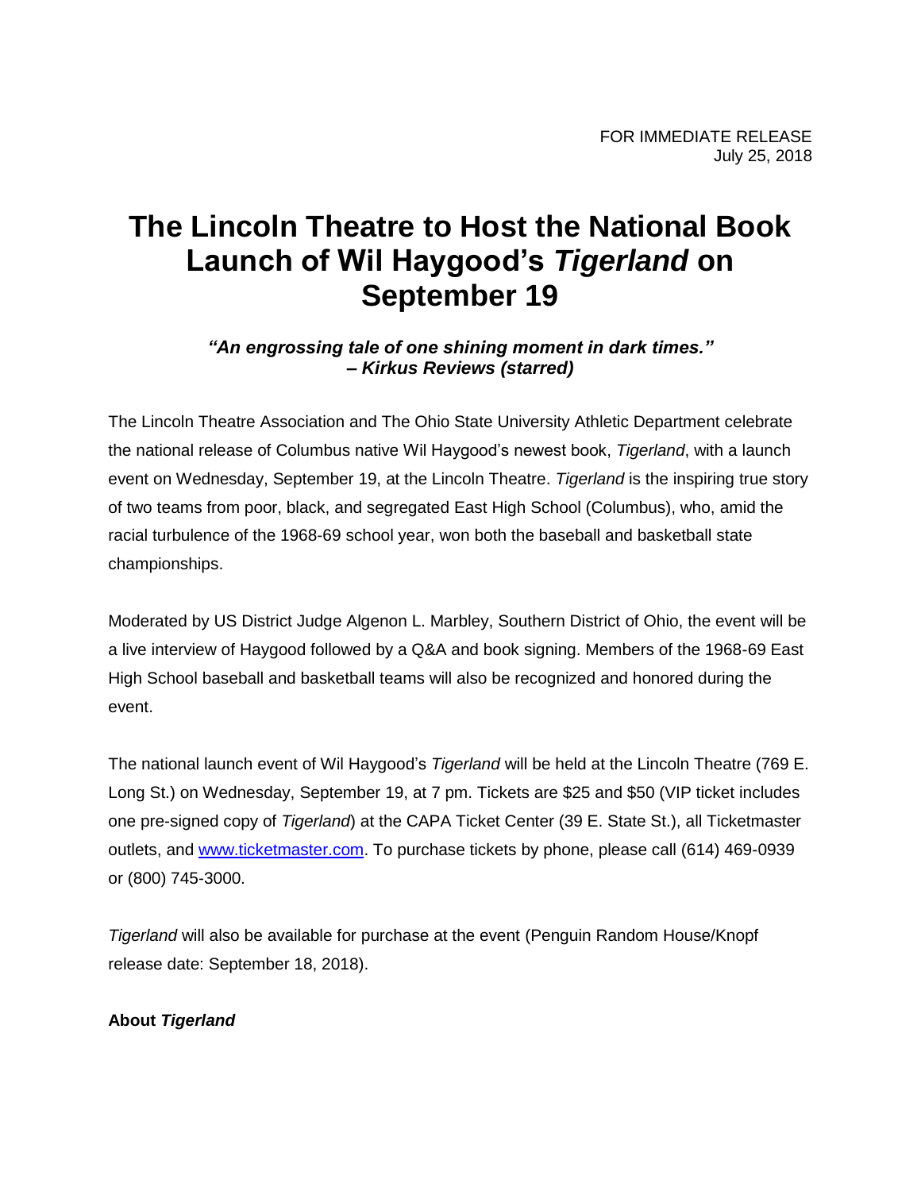FOR IMMEDIATE RELEASE
July 25, 2018

# The Lincoln Theatre to Host the National Book Launch of Wil Haygood's *Tigerland* on September 19

***"An engrossing tale of one shining moment in dark times." – Kirkus Reviews (starred)***

The Lincoln Theatre Association and The Ohio State University Athletic Department celebrate the national release of Columbus native Wil Haygood's newest book, *Tigerland*, with a launch event on Wednesday, September 19, at the Lincoln Theatre. *Tigerland* is the inspiring true story of two teams from poor, black, and segregated East High School (Columbus), who, amid the racial turbulence of the 1968-69 school year, won both the baseball and basketball state championships.

Moderated by US District Judge Algenon L. Marbley, Southern District of Ohio, the event will be a live interview of Haygood followed by a Q&A and book signing. Members of the 1968-69 East High School baseball and basketball teams will also be recognized and honored during the event.

The national launch event of Wil Haygood's *Tigerland* will be held at the Lincoln Theatre (769 E. Long St.) on Wednesday, September 19, at 7 pm. Tickets are $25 and $50 (VIP ticket includes one pre-signed copy of *Tigerland*) at the CAPA Ticket Center (39 E. State St.), all Ticketmaster outlets, and [www.ticketmaster.com](http://www.ticketmaster.com). To purchase tickets by phone, please call (614) 469-0939 or (800) 745-3000.

*Tigerland* will also be available for purchase at the event (Penguin Random House/Knopf release date: September 18, 2018).

**About *Tigerland***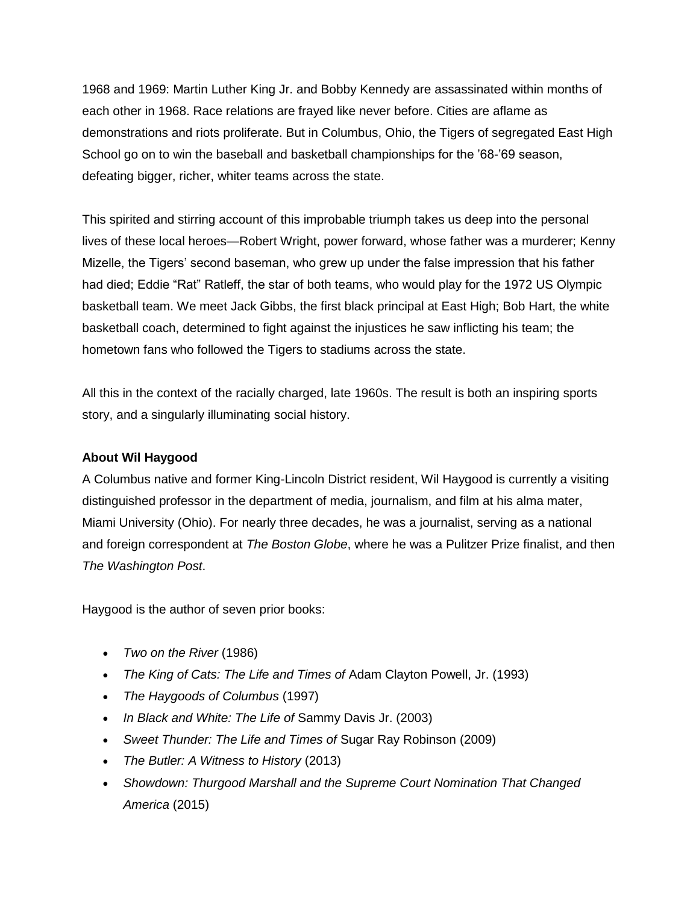1968 and 1969: Martin Luther King Jr. and Bobby Kennedy are assassinated within months of each other in 1968. Race relations are frayed like never before. Cities are aflame as demonstrations and riots proliferate. But in Columbus, Ohio, the Tigers of segregated East High School go on to win the baseball and basketball championships for the '68-'69 season, defeating bigger, richer, whiter teams across the state.

This spirited and stirring account of this improbable triumph takes us deep into the personal lives of these local heroes—Robert Wright, power forward, whose father was a murderer; Kenny Mizelle, the Tigers' second baseman, who grew up under the false impression that his father had died; Eddie "Rat" Ratleff, the star of both teams, who would play for the 1972 US Olympic basketball team. We meet Jack Gibbs, the first black principal at East High; Bob Hart, the white basketball coach, determined to fight against the injustices he saw inflicting his team; the hometown fans who followed the Tigers to stadiums across the state.

All this in the context of the racially charged, late 1960s. The result is both an inspiring sports story, and a singularly illuminating social history.

**About Wil Haygood**

A Columbus native and former King-Lincoln District resident, Wil Haygood is currently a visiting distinguished professor in the department of media, journalism, and film at his alma mater, Miami University (Ohio). For nearly three decades, he was a journalist, serving as a national and foreign correspondent at *The Boston Globe*, where he was a Pulitzer Prize finalist, and then *The Washington Post*.

Haygood is the author of seven prior books:

- *Two on the River* (1986)
- *The King of Cats: The Life and Times of* Adam Clayton Powell, Jr. (1993)
- *The Haygoods of Columbus* (1997)
- *In Black and White: The Life of* Sammy Davis Jr. (2003)
- *Sweet Thunder: The Life and Times of* Sugar Ray Robinson (2009)
- *The Butler: A Witness to History* (2013)
- *Showdown: Thurgood Marshall and the Supreme Court Nomination That Changed America* (2015)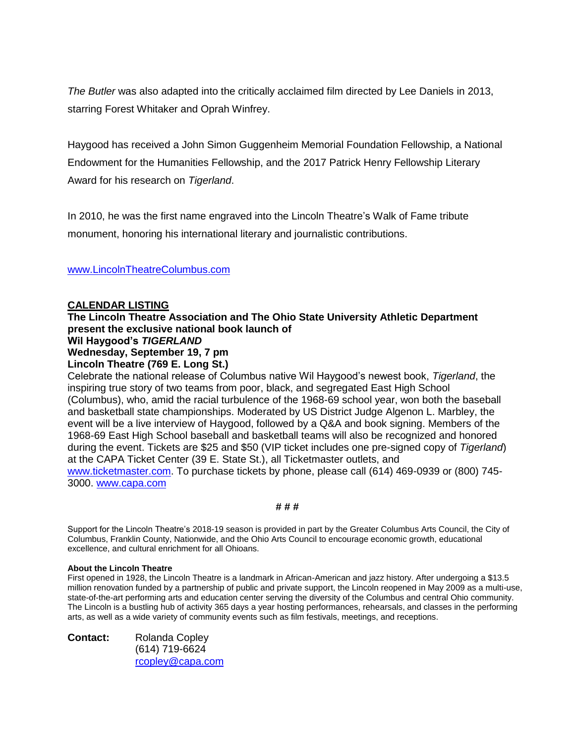*The Butler* was also adapted into the critically acclaimed film directed by Lee Daniels in 2013, starring Forest Whitaker and Oprah Winfrey.

Haygood has received a John Simon Guggenheim Memorial Foundation Fellowship, a National Endowment for the Humanities Fellowship, and the 2017 Patrick Henry Fellowship Literary Award for his research on *Tigerland*.

In 2010, he was the first name engraved into the Lincoln Theatre's Walk of Fame tribute monument, honoring his international literary and journalistic contributions.

www.LincolnTheatreColumbus.com

**CALENDAR LISTING**

**The Lincoln Theatre Association and The Ohio State University Athletic Department present the exclusive national book launch of**
**Wil Haygood's *TIGERLAND***
**Wednesday, September 19, 7 pm**
**Lincoln Theatre (769 E. Long St.)**

Celebrate the national release of Columbus native Wil Haygood's newest book, *Tigerland*, the inspiring true story of two teams from poor, black, and segregated East High School (Columbus), who, amid the racial turbulence of the 1968-69 school year, won both the baseball and basketball state championships. Moderated by US District Judge Algenon L. Marbley, the event will be a live interview of Haygood, followed by a Q&A and book signing. Members of the 1968-69 East High School baseball and basketball teams will also be recognized and honored during the event. Tickets are $25 and $50 (VIP ticket includes one pre-signed copy of *Tigerland*) at the CAPA Ticket Center (39 E. State St.), all Ticketmaster outlets, and www.ticketmaster.com. To purchase tickets by phone, please call (614) 469-0939 or (800) 745-3000. www.capa.com

# # #

Support for the Lincoln Theatre's 2018-19 season is provided in part by the Greater Columbus Arts Council, the City of Columbus, Franklin County, Nationwide, and the Ohio Arts Council to encourage economic growth, educational excellence, and cultural enrichment for all Ohioans.

**About the Lincoln Theatre**

First opened in 1928, the Lincoln Theatre is a landmark in African-American and jazz history. After undergoing a $13.5 million renovation funded by a partnership of public and private support, the Lincoln reopened in May 2009 as a multi-use, state-of-the-art performing arts and education center serving the diversity of the Columbus and central Ohio community. The Lincoln is a bustling hub of activity 365 days a year hosting performances, rehearsals, and classes in the performing arts, as well as a wide variety of community events such as film festivals, meetings, and receptions.

**Contact:** Rolanda Copley
(614) 719-6624
rcopley@capa.com